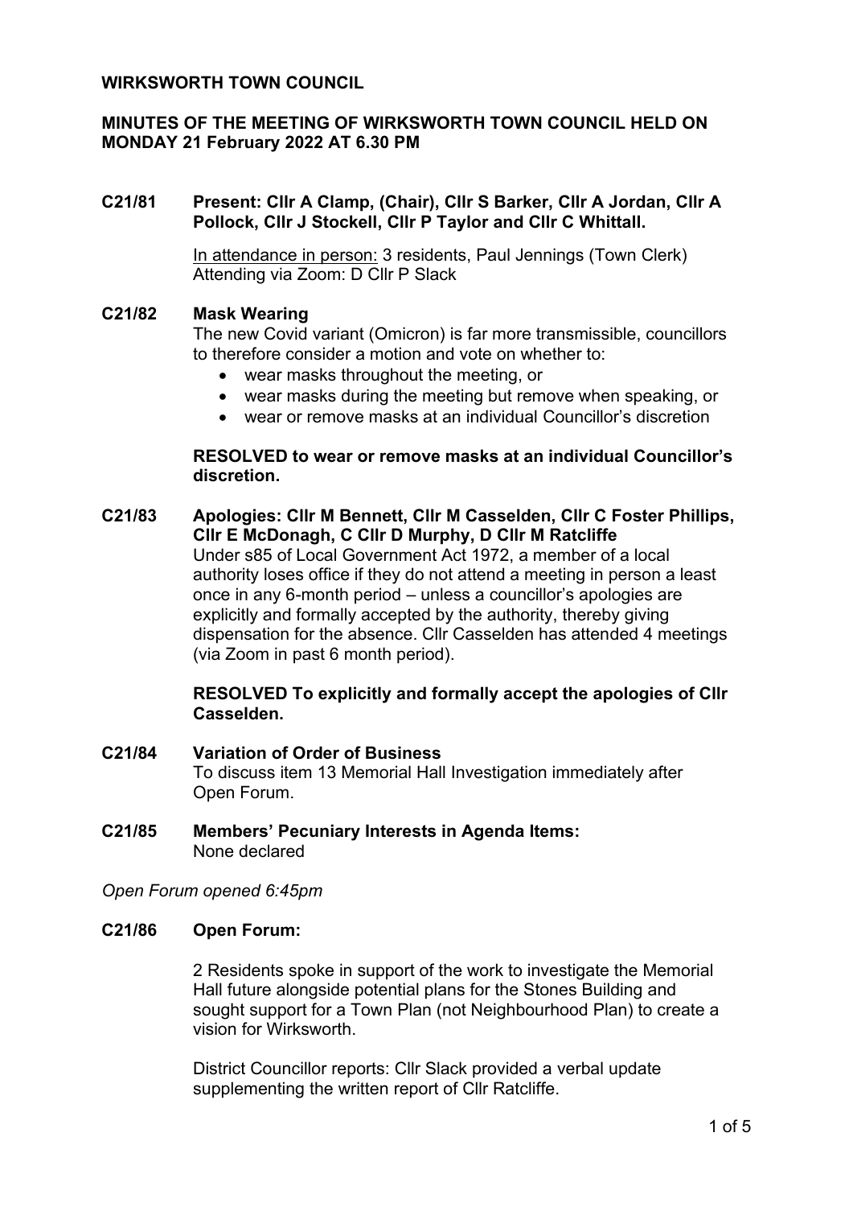**WIRKSWORTH TOWN COUNCIL**

**MINUTES OF THE MEETING OF WIRKSWORTH TOWN COUNCIL HELD ON MONDAY 21 February 2022 AT 6.30 PM**

**C21/81 Present: Cllr A Clamp, (Chair), Cllr S Barker, Cllr A Jordan, Cllr A Pollock, Cllr J Stockell, Cllr P Taylor and Cllr C Whittall.**

In attendance in person: 3 residents, Paul Jennings (Town Clerk)
Attending via Zoom: D Cllr P Slack

**C21/82 Mask Wearing**

The new Covid variant (Omicron) is far more transmissible, councillors to therefore consider a motion and vote on whether to:

- wear masks throughout the meeting, or
- wear masks during the meeting but remove when speaking, or
- wear or remove masks at an individual Councillor's discretion

**RESOLVED to wear or remove masks at an individual Councillor's discretion.**

**C21/83 Apologies: Cllr M Bennett, Cllr M Casselden, Cllr C Foster Phillips, Cllr E McDonagh, C Cllr D Murphy, D Cllr M Ratcliffe**

Under s85 of Local Government Act 1972, a member of a local authority loses office if they do not attend a meeting in person a least once in any 6-month period – unless a councillor's apologies are explicitly and formally accepted by the authority, thereby giving dispensation for the absence. Cllr Casselden has attended 4 meetings (via Zoom in past 6 month period).

**RESOLVED To explicitly and formally accept the apologies of Cllr Casselden.**

**C21/84 Variation of Order of Business**

To discuss item 13 Memorial Hall Investigation immediately after Open Forum.

**C21/85 Members' Pecuniary Interests in Agenda Items:**

None declared

*Open Forum opened 6:45pm*

**C21/86 Open Forum:**

2 Residents spoke in support of the work to investigate the Memorial Hall future alongside potential plans for the Stones Building and sought support for a Town Plan (not Neighbourhood Plan) to create a vision for Wirksworth.

District Councillor reports: Cllr Slack provided a verbal update supplementing the written report of Cllr Ratcliffe.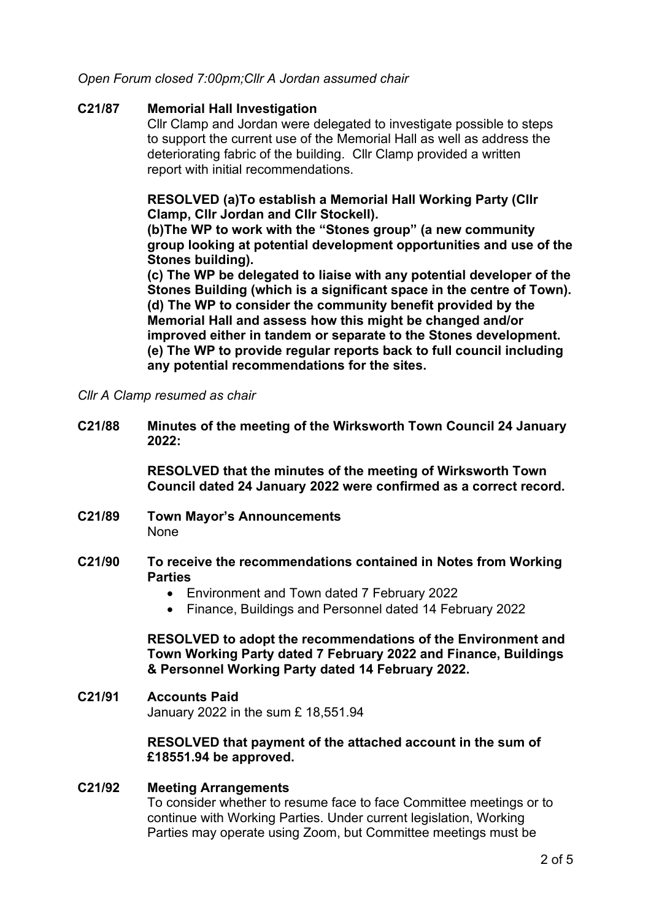*Open Forum closed 7:00pm;Cllr A Jordan assumed chair*

**C21/87 Memorial Hall Investigation**

Cllr Clamp and Jordan were delegated to investigate possible to steps to support the current use of the Memorial Hall as well as address the deteriorating fabric of the building. Cllr Clamp provided a written report with initial recommendations.

**RESOLVED (a)To establish a Memorial Hall Working Party (Cllr Clamp, Cllr Jordan and Cllr Stockell).**
**(b)The WP to work with the "Stones group" (a new community group looking at potential development opportunities and use of the Stones building).**
**(c) The WP be delegated to liaise with any potential developer of the Stones Building (which is a significant space in the centre of Town).**
**(d) The WP to consider the community benefit provided by the Memorial Hall and assess how this might be changed and/or improved either in tandem or separate to the Stones development.**
**(e) The WP to provide regular reports back to full council including any potential recommendations for the sites.**

*Cllr A Clamp resumed as chair*

**C21/88 Minutes of the meeting of the Wirksworth Town Council 24 January 2022:**

**RESOLVED that the minutes of the meeting of Wirksworth Town Council dated 24 January 2022 were confirmed as a correct record.**

**C21/89 Town Mayor's Announcements**

None

**C21/90 To receive the recommendations contained in Notes from Working Parties**

- Environment and Town dated 7 February 2022
- Finance, Buildings and Personnel dated 14 February 2022

**RESOLVED to adopt the recommendations of the Environment and Town Working Party dated 7 February 2022 and Finance, Buildings & Personnel Working Party dated 14 February 2022.**

**C21/91 Accounts Paid**

January 2022 in the sum £ 18,551.94

**RESOLVED that payment of the attached account in the sum of £18551.94 be approved.**

**C21/92 Meeting Arrangements**

To consider whether to resume face to face Committee meetings or to continue with Working Parties. Under current legislation, Working Parties may operate using Zoom, but Committee meetings must be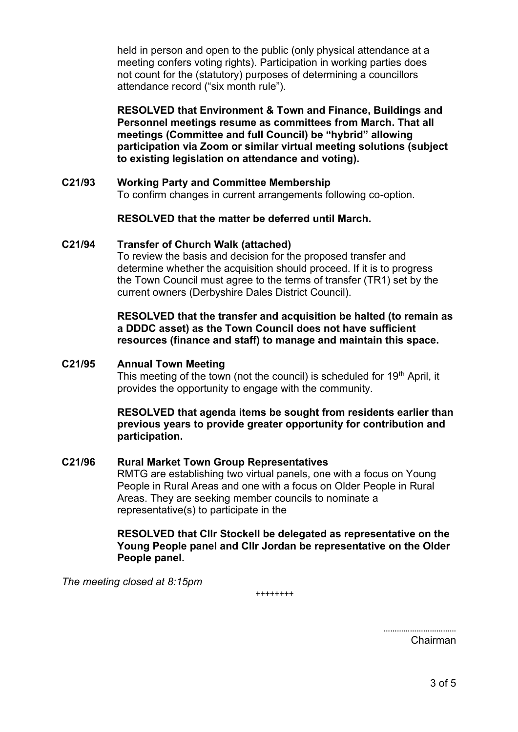held in person and open to the public (only physical attendance at a meeting confers voting rights). Participation in working parties does not count for the (statutory) purposes of determining a councillors attendance record ("six month rule").

**RESOLVED that Environment & Town and Finance, Buildings and Personnel meetings resume as committees from March. That all meetings (Committee and full Council) be "hybrid" allowing participation via Zoom or similar virtual meeting solutions (subject to existing legislation on attendance and voting).**

**C21/93 Working Party and Committee Membership**

To confirm changes in current arrangements following co-option.

**RESOLVED that the matter be deferred until March.**

**C21/94 Transfer of Church Walk (attached)**

To review the basis and decision for the proposed transfer and determine whether the acquisition should proceed. If it is to progress the Town Council must agree to the terms of transfer (TR1) set by the current owners (Derbyshire Dales District Council).

**RESOLVED that the transfer and acquisition be halted (to remain as a DDDC asset) as the Town Council does not have sufficient resources (finance and staff) to manage and maintain this space.**

**C21/95 Annual Town Meeting**

This meeting of the town (not the council) is scheduled for 19th April, it provides the opportunity to engage with the community.

**RESOLVED that agenda items be sought from residents earlier than previous years to provide greater opportunity for contribution and participation.**

**C21/96 Rural Market Town Group Representatives**

RMTG are establishing two virtual panels, one with a focus on Young People in Rural Areas and one with a focus on Older People in Rural Areas. They are seeking member councils to nominate a representative(s) to participate in the

**RESOLVED that Cllr Stockell be delegated as representative on the Young People panel and Cllr Jordan be representative on the Older People panel.**

*The meeting closed at 8:15pm*

++++++++

…………………………
Chairman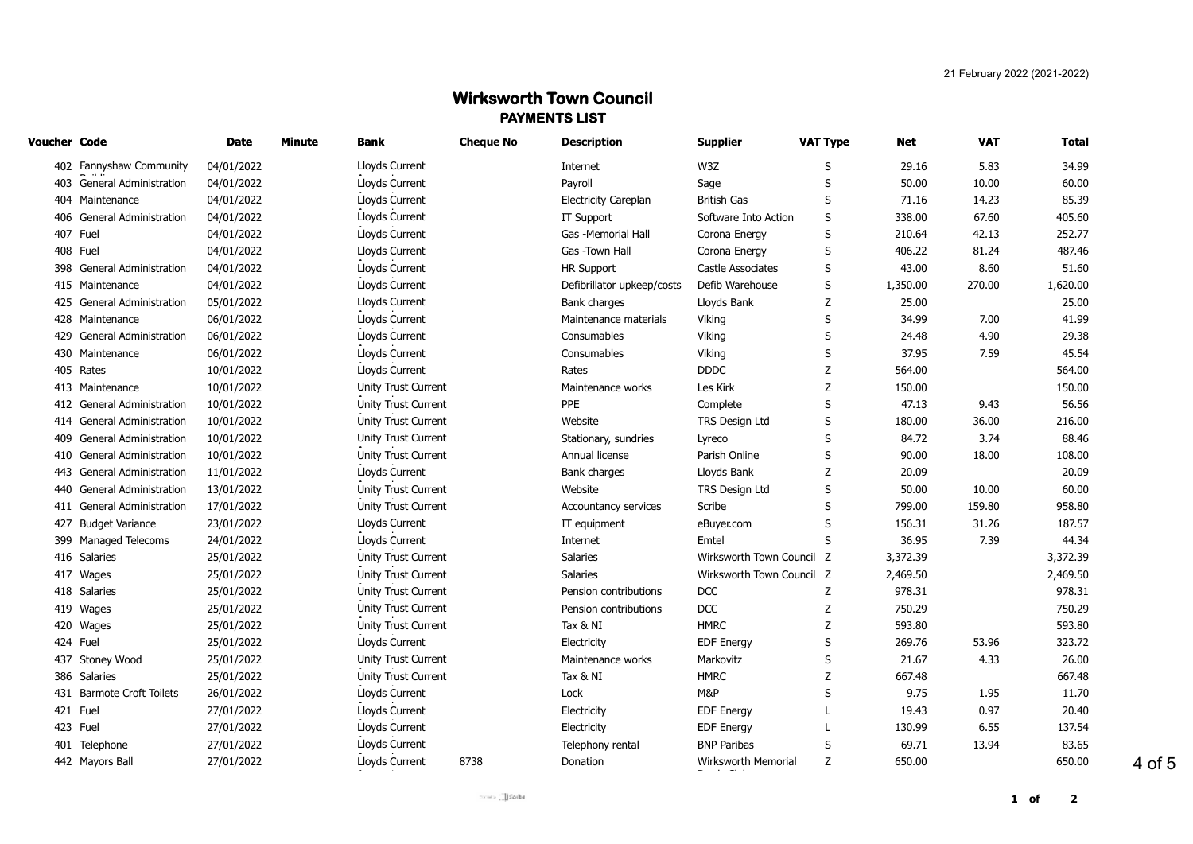21 February 2022 (2021-2022)

# Wirksworth Town Council

## PAYMENTS LIST

| Voucher | Code | Date | Minute | Bank | Cheque No | Description | Supplier | VAT Type | Net | VAT | Total |
|---|---|---|---|---|---|---|---|---|---|---|---|
| 402 | Fannyshaw Community Buildi | 04/01/2022 | | Lloyds Current | | Internet | W3Z | S | 29.16 | 5.83 | 34.99 |
| 403 | General Administration | 04/01/2022 | | Lloyds Current | | Payroll | Sage | S | 50.00 | 10.00 | 60.00 |
| 404 | Maintenance | 04/01/2022 | | Lloyds Current | | Electricity Careplan | British Gas | S | 71.16 | 14.23 | 85.39 |
| 406 | General Administration | 04/01/2022 | | Lloyds Current | | IT Support | Software Into Action | S | 338.00 | 67.60 | 405.60 |
| 407 | Fuel | 04/01/2022 | | Lloyds Current | | Gas -Memorial Hall | Corona Energy | S | 210.64 | 42.13 | 252.77 |
| 408 | Fuel | 04/01/2022 | | Lloyds Current | | Gas -Town Hall | Corona Energy | S | 406.22 | 81.24 | 487.46 |
| 398 | General Administration | 04/01/2022 | | Lloyds Current | | HR Support | Castle Associates | S | 43.00 | 8.60 | 51.60 |
| 415 | Maintenance | 04/01/2022 | | Lloyds Current | | Defibrillator upkeep/costs | Defib Warehouse | S | 1,350.00 | 270.00 | 1,620.00 |
| 425 | General Administration | 05/01/2022 | | Lloyds Current | | Bank charges | Lloyds Bank | Z | 25.00 | | 25.00 |
| 428 | Maintenance | 06/01/2022 | | Lloyds Current | | Maintenance materials | Viking | S | 34.99 | 7.00 | 41.99 |
| 429 | General Administration | 06/01/2022 | | Lloyds Current | | Consumables | Viking | S | 24.48 | 4.90 | 29.38 |
| 430 | Maintenance | 06/01/2022 | | Lloyds Current | | Consumables | Viking | S | 37.95 | 7.59 | 45.54 |
| 405 | Rates | 10/01/2022 | | Lloyds Current | | Rates | DDDC | Z | 564.00 | | 564.00 |
| 413 | Maintenance | 10/01/2022 | | Unity Trust Current | | Maintenance works | Les Kirk | Z | 150.00 | | 150.00 |
| 412 | General Administration | 10/01/2022 | | Unity Trust Current | | PPE | Complete | S | 47.13 | 9.43 | 56.56 |
| 414 | General Administration | 10/01/2022 | | Unity Trust Current | | Website | TRS Design Ltd | S | 180.00 | 36.00 | 216.00 |
| 409 | General Administration | 10/01/2022 | | Unity Trust Current | | Stationary, sundries | Lyreco | S | 84.72 | 3.74 | 88.46 |
| 410 | General Administration | 10/01/2022 | | Unity Trust Current | | Annual license | Parish Online | S | 90.00 | 18.00 | 108.00 |
| 443 | General Administration | 11/01/2022 | | Lloyds Current | | Bank charges | Lloyds Bank | Z | 20.09 | | 20.09 |
| 440 | General Administration | 13/01/2022 | | Unity Trust Current | | Website | TRS Design Ltd | S | 50.00 | 10.00 | 60.00 |
| 411 | General Administration | 17/01/2022 | | Unity Trust Current | | Accountancy services | Scribe | S | 799.00 | 159.80 | 958.80 |
| 427 | Budget Variance | 23/01/2022 | | Lloyds Current | | IT equipment | eBuyer.com | S | 156.31 | 31.26 | 187.57 |
| 399 | Managed Telecoms | 24/01/2022 | | Lloyds Current | | Internet | Emtel | S | 36.95 | 7.39 | 44.34 |
| 416 | Salaries | 25/01/2022 | | Unity Trust Current | | Salaries | Wirksworth Town Council | Z | 3,372.39 | | 3,372.39 |
| 417 | Wages | 25/01/2022 | | Unity Trust Current | | Salaries | Wirksworth Town Council | Z | 2,469.50 | | 2,469.50 |
| 418 | Salaries | 25/01/2022 | | Unity Trust Current | | Pension contributions | DCC | Z | 978.31 | | 978.31 |
| 419 | Wages | 25/01/2022 | | Unity Trust Current | | Pension contributions | DCC | Z | 750.29 | | 750.29 |
| 420 | Wages | 25/01/2022 | | Unity Trust Current | | Tax & NI | HMRC | Z | 593.80 | | 593.80 |
| 424 | Fuel | 25/01/2022 | | Lloyds Current | | Electricity | EDF Energy | S | 269.76 | 53.96 | 323.72 |
| 437 | Stoney Wood | 25/01/2022 | | Unity Trust Current | | Maintenance works | Markovitz | S | 21.67 | 4.33 | 26.00 |
| 386 | Salaries | 25/01/2022 | | Unity Trust Current | | Tax & NI | HMRC | Z | 667.48 | | 667.48 |
| 431 | Barmote Croft Toilets | 26/01/2022 | | Lloyds Current | | Lock | M&P | S | 9.75 | 1.95 | 11.70 |
| 421 | Fuel | 27/01/2022 | | Lloyds Current | | Electricity | EDF Energy | L | 19.43 | 0.97 | 20.40 |
| 423 | Fuel | 27/01/2022 | | Lloyds Current | | Electricity | EDF Energy | L | 130.99 | 6.55 | 137.54 |
| 401 | Telephone | 27/01/2022 | | Lloyds Current | | Telephony rental | BNP Paribas | S | 69.71 | 13.94 | 83.65 |
| 442 | Mayors Ball | 27/01/2022 | | Lloyds Current | 8738 | Donation | Wirksworth Memorial | Z | 650.00 | | 650.00 |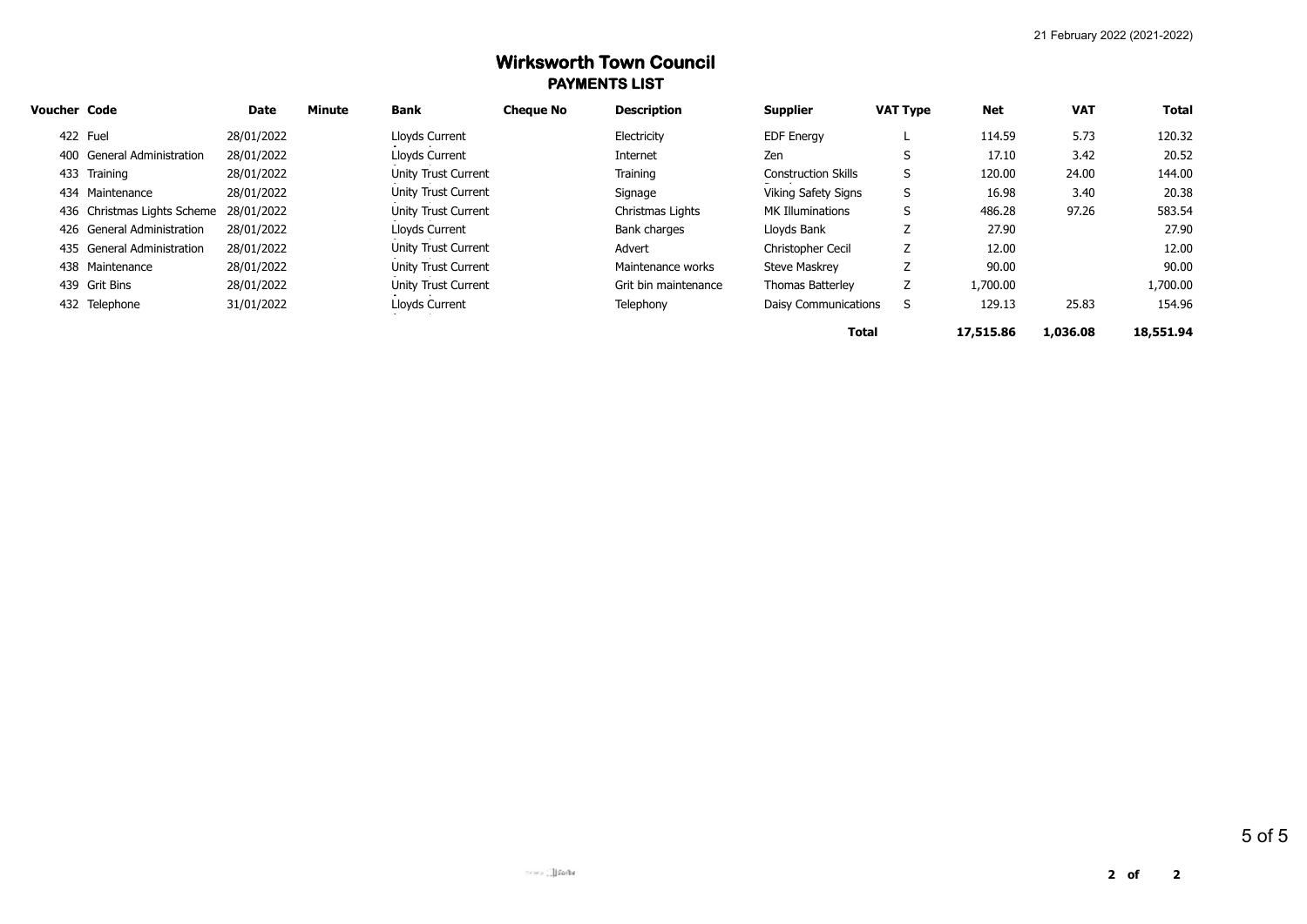21 February 2022 (2021-2022)

# Wirksworth Town Council

## PAYMENTS LIST

| Voucher | Code | Date | Minute | Bank | Cheque No | Description | Supplier | VAT Type | Net | VAT | Total |
|---|---|---|---|---|---|---|---|---|---|---|---|
| 422 | Fuel | 28/01/2022 | | Lloyds Current | | Electricity | EDF Energy | L | 114.59 | 5.73 | 120.32 |
| 400 | General Administration | 28/01/2022 | | Lloyds Current | | Internet | Zen | S | 17.10 | 3.42 | 20.52 |
| 433 | Training | 28/01/2022 | | Unity Trust Current | | Training | Construction Skills | S | 120.00 | 24.00 | 144.00 |
| 434 | Maintenance | 28/01/2022 | | Unity Trust Current | | Signage | Viking Safety Signs | S | 16.98 | 3.40 | 20.38 |
| 436 | Christmas Lights Scheme | 28/01/2022 | | Unity Trust Current | | Christmas Lights | MK Illuminations | S | 486.28 | 97.26 | 583.54 |
| 426 | General Administration | 28/01/2022 | | Lloyds Current | | Bank charges | Lloyds Bank | Z | 27.90 | | 27.90 |
| 435 | General Administration | 28/01/2022 | | Unity Trust Current | | Advert | Christopher Cecil | Z | 12.00 | | 12.00 |
| 438 | Maintenance | 28/01/2022 | | Unity Trust Current | | Maintenance works | Steve Maskrey | Z | 90.00 | | 90.00 |
| 439 | Grit Bins | 28/01/2022 | | Unity Trust Current | | Grit bin maintenance | Thomas Batterley | Z | 1,700.00 | | 1,700.00 |
| 432 | Telephone | 31/01/2022 | | Lloyds Current | | Telephony | Daisy Communications | S | 129.13 | 25.83 | 154.96 |
| | | | | | | | **Total** | | **17,515.86** | **1,036.08** | **18,551.94** |